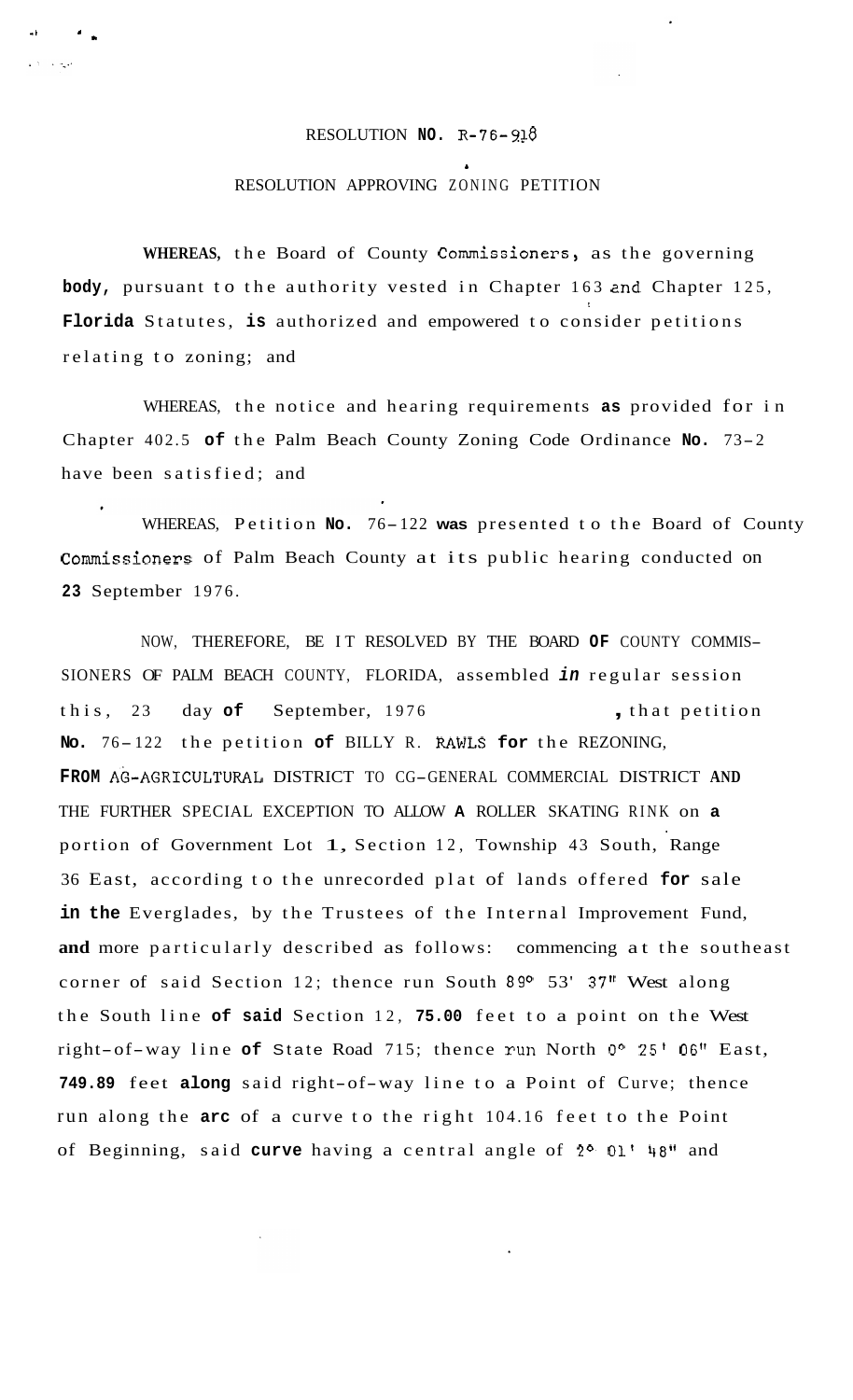RESOLUTION NO. R-76-918

RESOLUTION APPROVING ZONING PETITION

WHEREAS, the Board of County Commissioners, as the governing body, pursuant to the authority vested in Chapter 163 and Chapter 125, Florida Statutes, is authorized and empowered to consider petitions relating to zoning; and

WHEREAS, the notice and hearing requirements as provided for in Chapter 402.5 of the Palm Beach County Zoning Code Ordinance No. 73-2 have been satisfied; and

WHEREAS, Petition No. 76-122 was presented to the Board of County Commissioners of Palm Beach County at its public hearing conducted on 23 September 1976.

NOW, THEREFORE, BE IT RESOLVED BY THE BOARD OF COUNTY COMMISSIONERS OF PALM BEACH COUNTY, FLORIDA, assembled in regular session this, 23 day of September, 1976, that petition No. 76-122 the petition of BILLY R. RAWLS for the REZONING, FROM AG-AGRICULTURAL DISTRICT TO CG-GENERAL COMMERCIAL DISTRICT AND THE FURTHER SPECIAL EXCEPTION TO ALLOW A ROLLER SKATING RINK on a portion of Government Lot 1, Section 12, Township 43 South, Range 36 East, according to the unrecorded plat of lands offered for sale in the Everglades, by the Trustees of the Internal Improvement Fund, and more particularly described as follows: commencing at the southeast corner of said Section 12; thence run South 89° 53' 37" West along the South line of said Section 12, 75.00 feet to a point on the West right-of-way line of State Road 715; thence run North 0° 25' 06" East, 749.89 feet along said right-of-way line to a Point of Curve; thence run along the arc of a curve to the right 104.16 feet to the Point of Beginning, said curve having a central angle of 2° 01' 48" and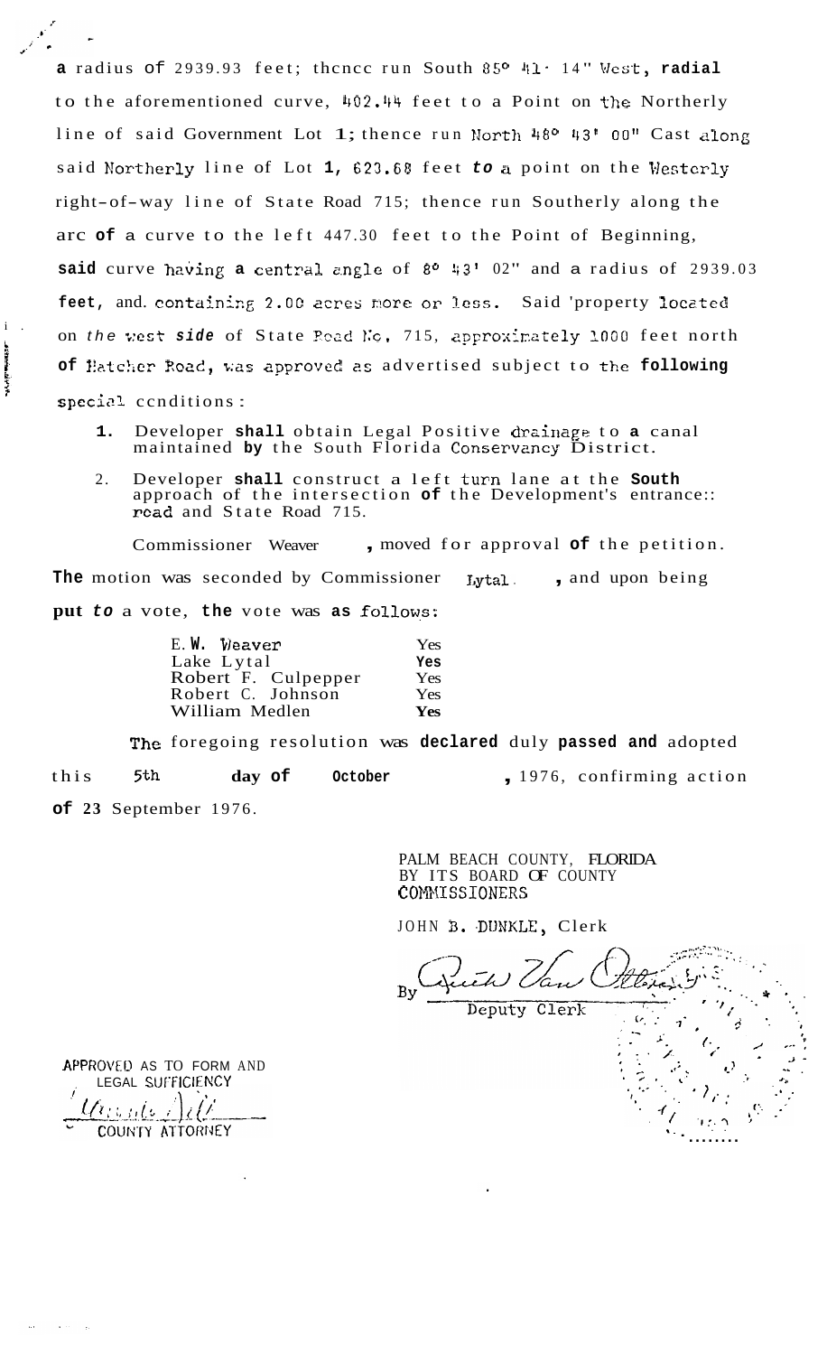a radius of 2939.93 feet; thence run South 85° 41' 14" West, radial to the aforementioned curve, 402.44 feet to a Point on the Northerly line of said Government Lot 1; thence run North 48° 43' 00" East along said Northerly line of Lot 1, 623.68 feet to a point on the Westerly right-of-way line of State Road 715; thence run Southerly along the arc of a curve to the left 447.30 feet to the Point of Beginning, said curve having a central angle of 8° 43' 02" and a radius of 2939.03 feet, and containing 2.00 acres more or less. Said property located on the west side of State Road No. 715, approximately 1000 feet north of Hatcher Road, was approved as advertised subject to the following special conditions:

1. Developer shall obtain Legal Positive drainage to a canal maintained by the South Florida Conservancy District.
2. Developer shall construct a left turn lane at the South approach of the intersection of the Development's entrance:: road and State Road 715.

Commissioner Weaver, moved for approval of the petition. The motion was seconded by Commissioner Lytal, and upon being put to a vote, the vote was as follows:

| | |
|---|---|
| E. W. Weaver | Yes |
| Lake Lytal | Yes |
| Robert F. Culpepper | Yes |
| Robert C. Johnson | Yes |
| William Medlen | Yes |

The foregoing resolution was declared duly passed and adopted this 5th day of October, 1976, confirming action of 23 September 1976.

PALM BEACH COUNTY, FLORIDA
BY ITS BOARD OF COUNTY
COMMISSIONERS

JOHN B. DUNKLE, Clerk

By ____________________
Deputy Clerk

APPROVED AS TO FORM AND
LEGAL SUFFICIENCY

____________________
COUNTY ATTORNEY